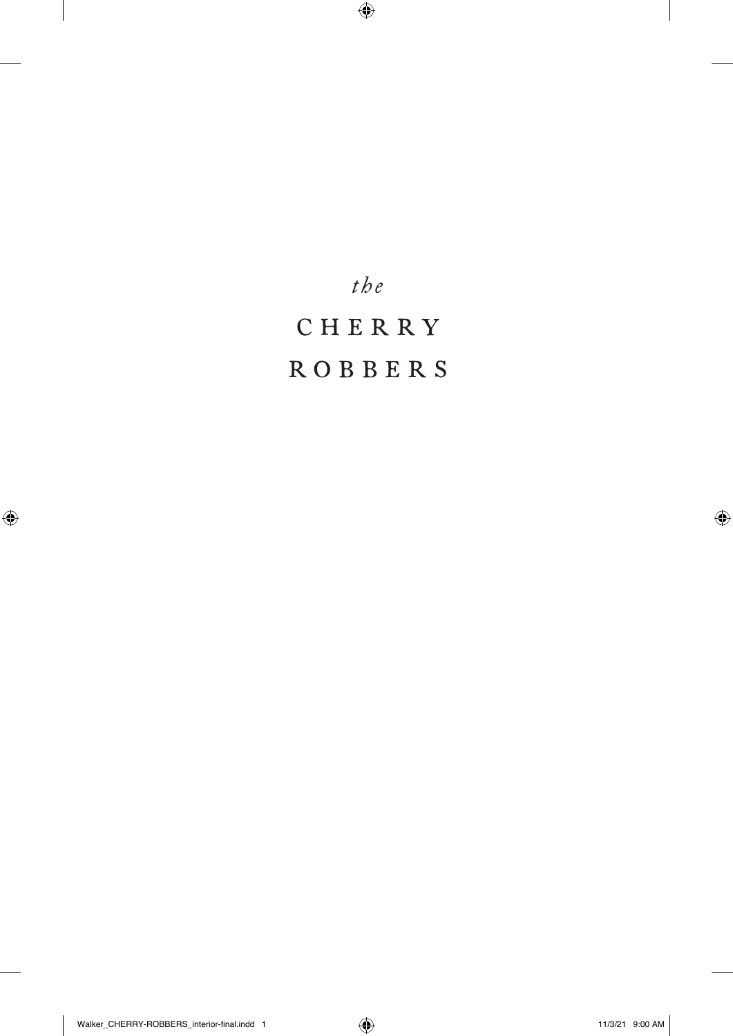# *the* CHERRY ROBBERS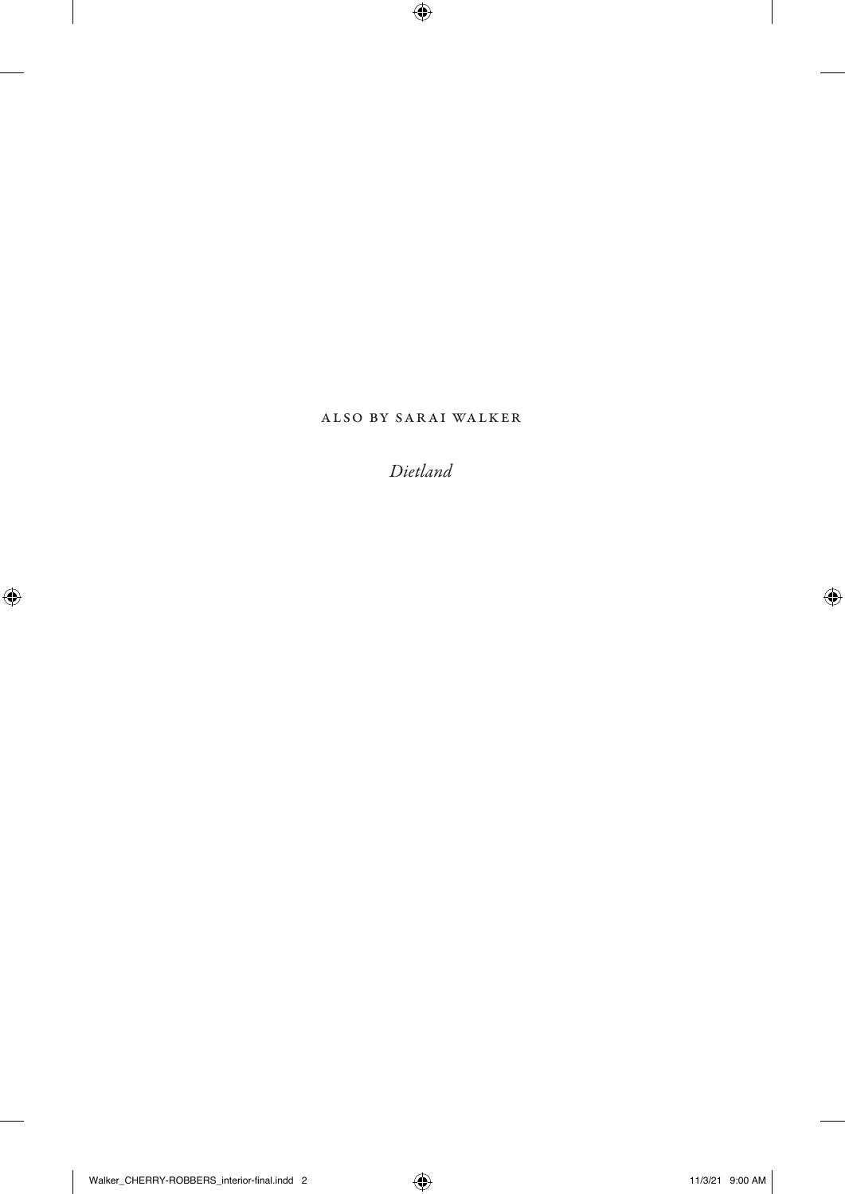ALSO BY SARAI WALKER

*Dietland*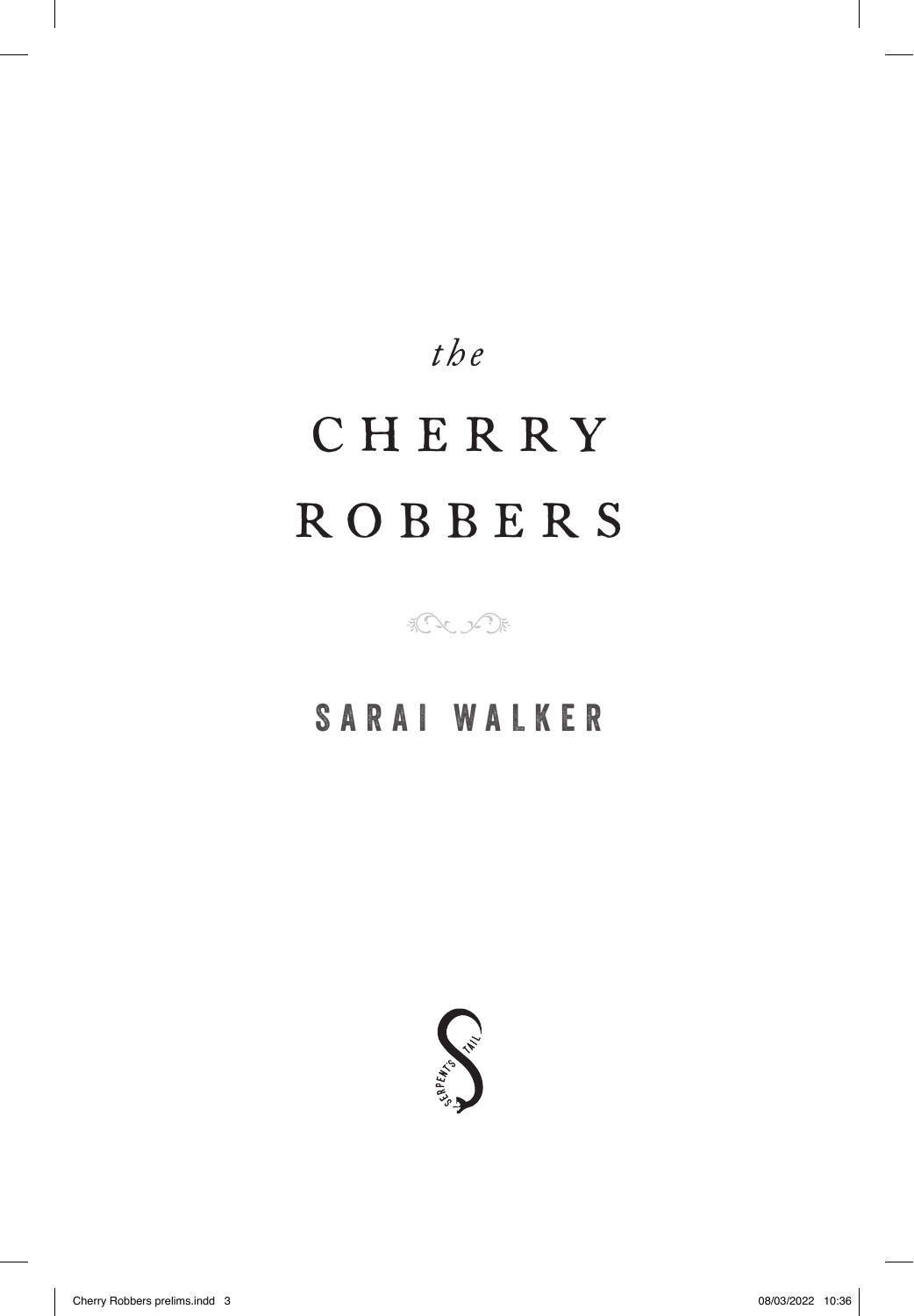# *the* CHERRY ROBBERS

## SARAI WALKER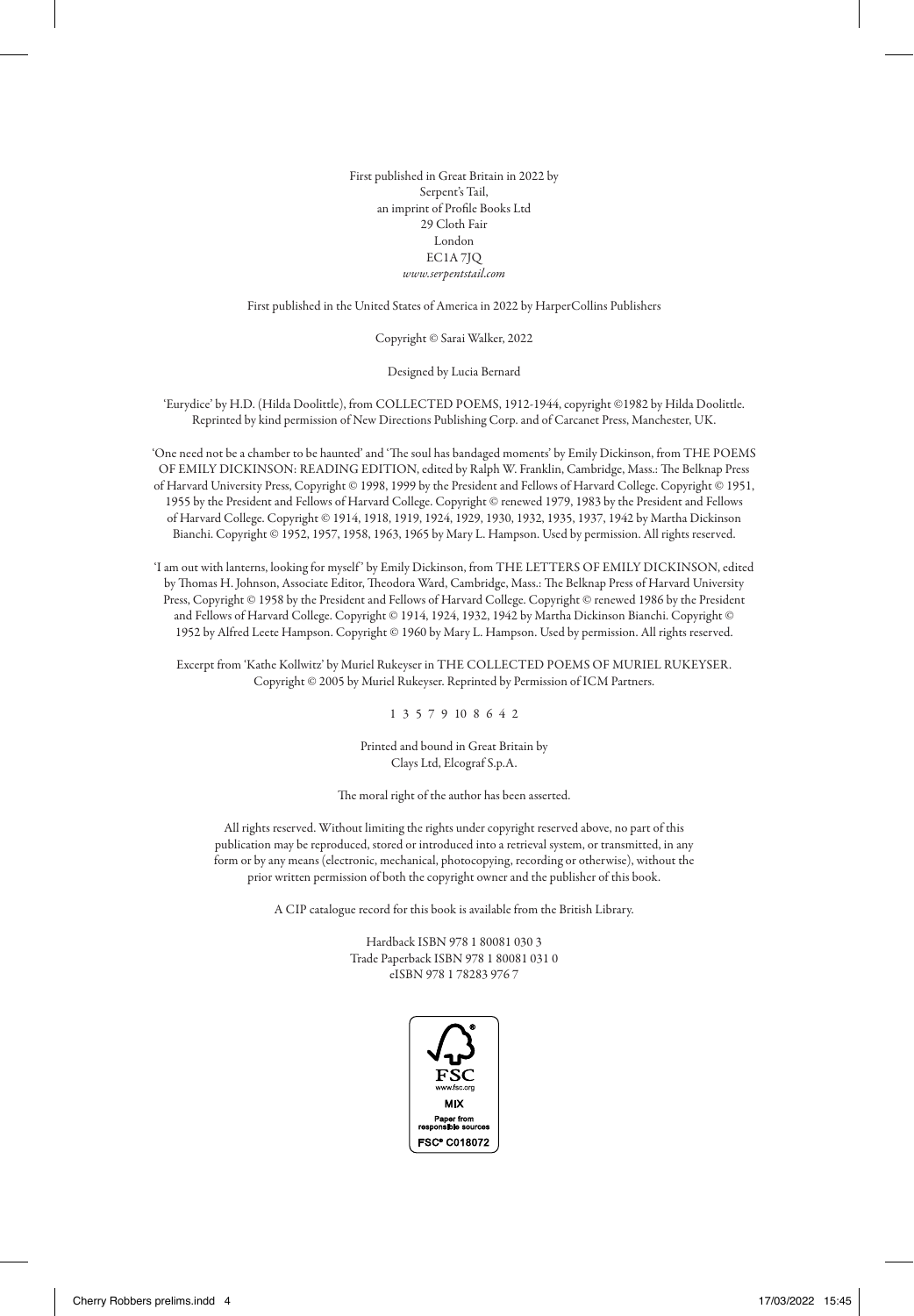First published in Great Britain in 2022 by
Serpent's Tail,
an imprint of Profile Books Ltd
29 Cloth Fair
London
EC1A 7JQ
*www.serpentstail.com*

First published in the United States of America in 2022 by HarperCollins Publishers

Copyright © Sarai Walker, 2022

Designed by Lucia Bernard

'Eurydice' by H.D. (Hilda Doolittle), from COLLECTED POEMS, 1912-1944, copyright ©1982 by Hilda Doolittle. Reprinted by kind permission of New Directions Publishing Corp. and of Carcanet Press, Manchester, UK.

'One need not be a chamber to be haunted' and 'The soul has bandaged moments' by Emily Dickinson, from THE POEMS OF EMILY DICKINSON: READING EDITION, edited by Ralph W. Franklin, Cambridge, Mass.: The Belknap Press of Harvard University Press, Copyright © 1998, 1999 by the President and Fellows of Harvard College. Copyright © 1951, 1955 by the President and Fellows of Harvard College. Copyright © renewed 1979, 1983 by the President and Fellows of Harvard College. Copyright © 1914, 1918, 1919, 1924, 1929, 1930, 1932, 1935, 1937, 1942 by Martha Dickinson Bianchi. Copyright © 1952, 1957, 1958, 1963, 1965 by Mary L. Hampson. Used by permission. All rights reserved.

'I am out with lanterns, looking for myself' by Emily Dickinson, from THE LETTERS OF EMILY DICKINSON, edited by Thomas H. Johnson, Associate Editor, Theodora Ward, Cambridge, Mass.: The Belknap Press of Harvard University Press, Copyright © 1958 by the President and Fellows of Harvard College. Copyright © renewed 1986 by the President and Fellows of Harvard College. Copyright © 1914, 1924, 1932, 1942 by Martha Dickinson Bianchi. Copyright © 1952 by Alfred Leete Hampson. Copyright © 1960 by Mary L. Hampson. Used by permission. All rights reserved.

Excerpt from 'Kathe Kollwitz' by Muriel Rukeyser in THE COLLECTED POEMS OF MURIEL RUKEYSER. Copyright © 2005 by Muriel Rukeyser. Reprinted by Permission of ICM Partners.

1 3 5 7 9 10 8 6 4 2

Printed and bound in Great Britain by
Clays Ltd, Elcograf S.p.A.

The moral right of the author has been asserted.

All rights reserved. Without limiting the rights under copyright reserved above, no part of this publication may be reproduced, stored or introduced into a retrieval system, or transmitted, in any form or by any means (electronic, mechanical, photocopying, recording or otherwise), without the prior written permission of both the copyright owner and the publisher of this book.

A CIP catalogue record for this book is available from the British Library.

Hardback ISBN 978 1 80081 030 3
Trade Paperback ISBN 978 1 80081 031 0
eISBN 978 1 78283 976 7

FSC
www.fsc.org
MIX
Paper from responsible sources
FSC® C018072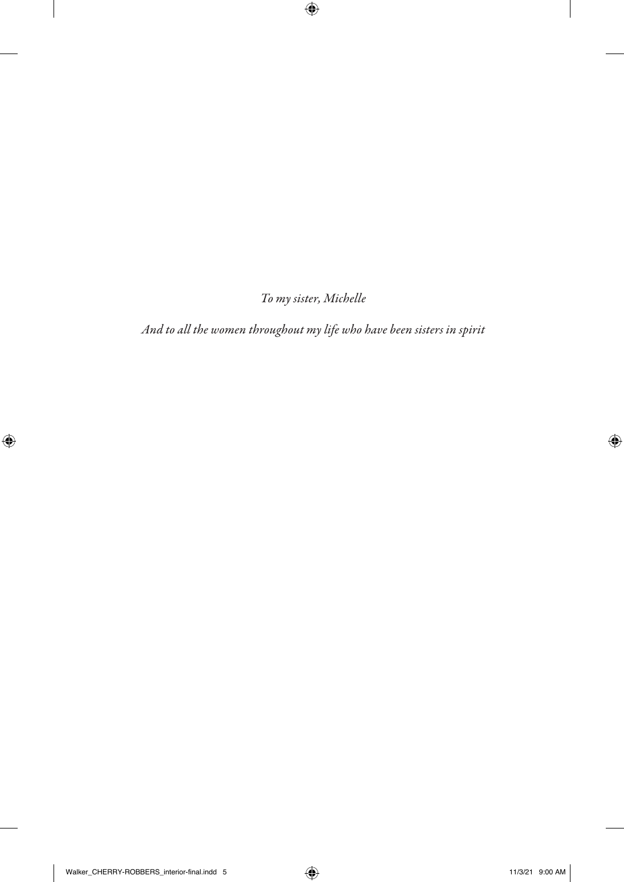*To my sister, Michelle*

*And to all the women throughout my life who have been sisters in spirit*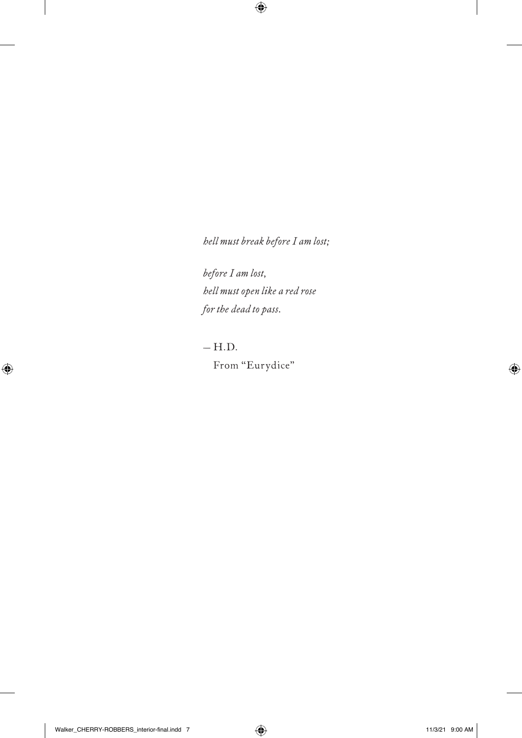*hell must break before I am lost;*

*before I am lost,*
*hell must open like a red rose*
*for the dead to pass.*

— H.D.
From "Eurydice"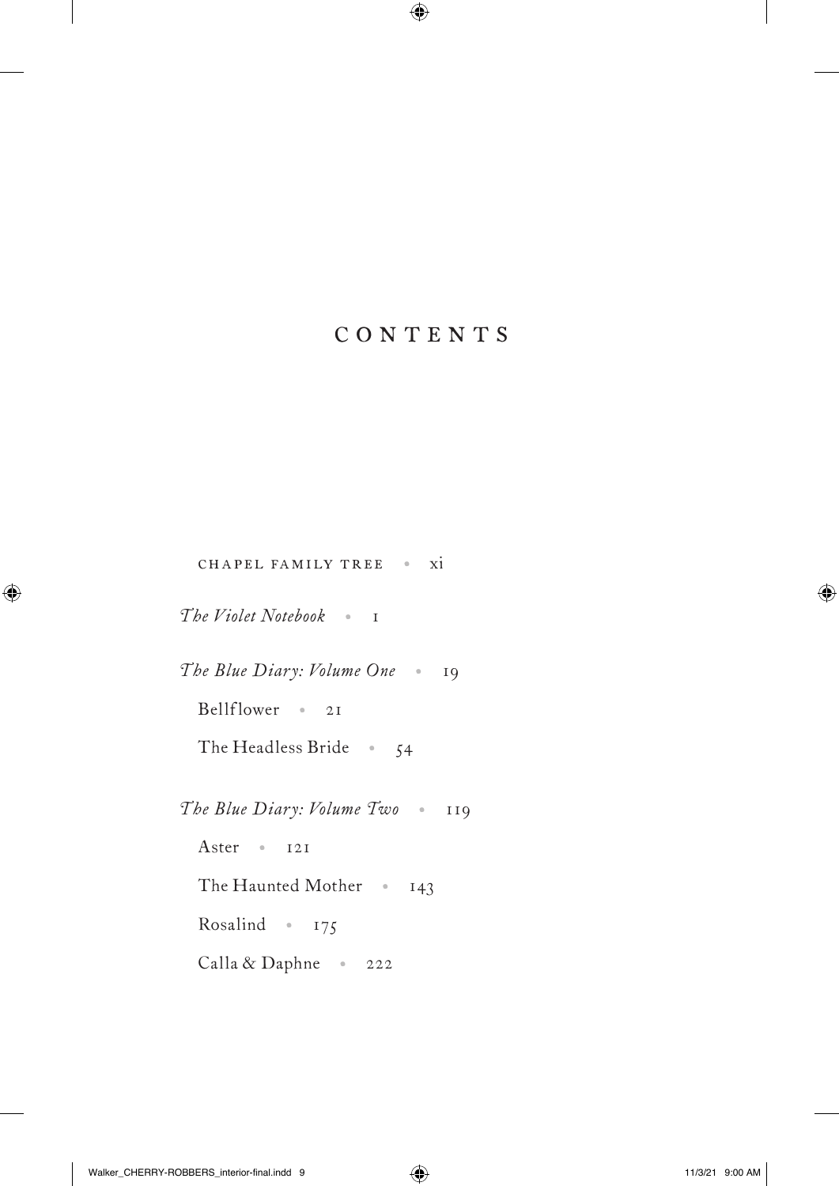# CONTENTS

CHAPEL FAMILY TREE • xi

*The Violet Notebook* • 1

*The Blue Diary: Volume One* • 19

- Bellflower • 21
- The Headless Bride • 54

*The Blue Diary: Volume Two* • 119

- Aster • 121
- The Haunted Mother • 143
- Rosalind • 175
- Calla & Daphne • 222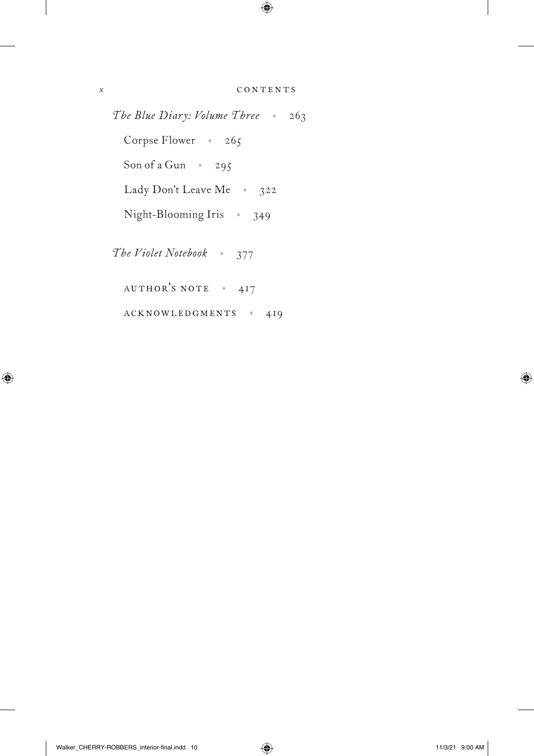*The Blue Diary: Volume Three* • 263

- Corpse Flower • 265
- Son of a Gun • 295
- Lady Don't Leave Me • 322
- Night-Blooming Iris • 349

*The Violet Notebook* • 377

AUTHOR'S NOTE • 417

ACKNOWLEDGMENTS • 419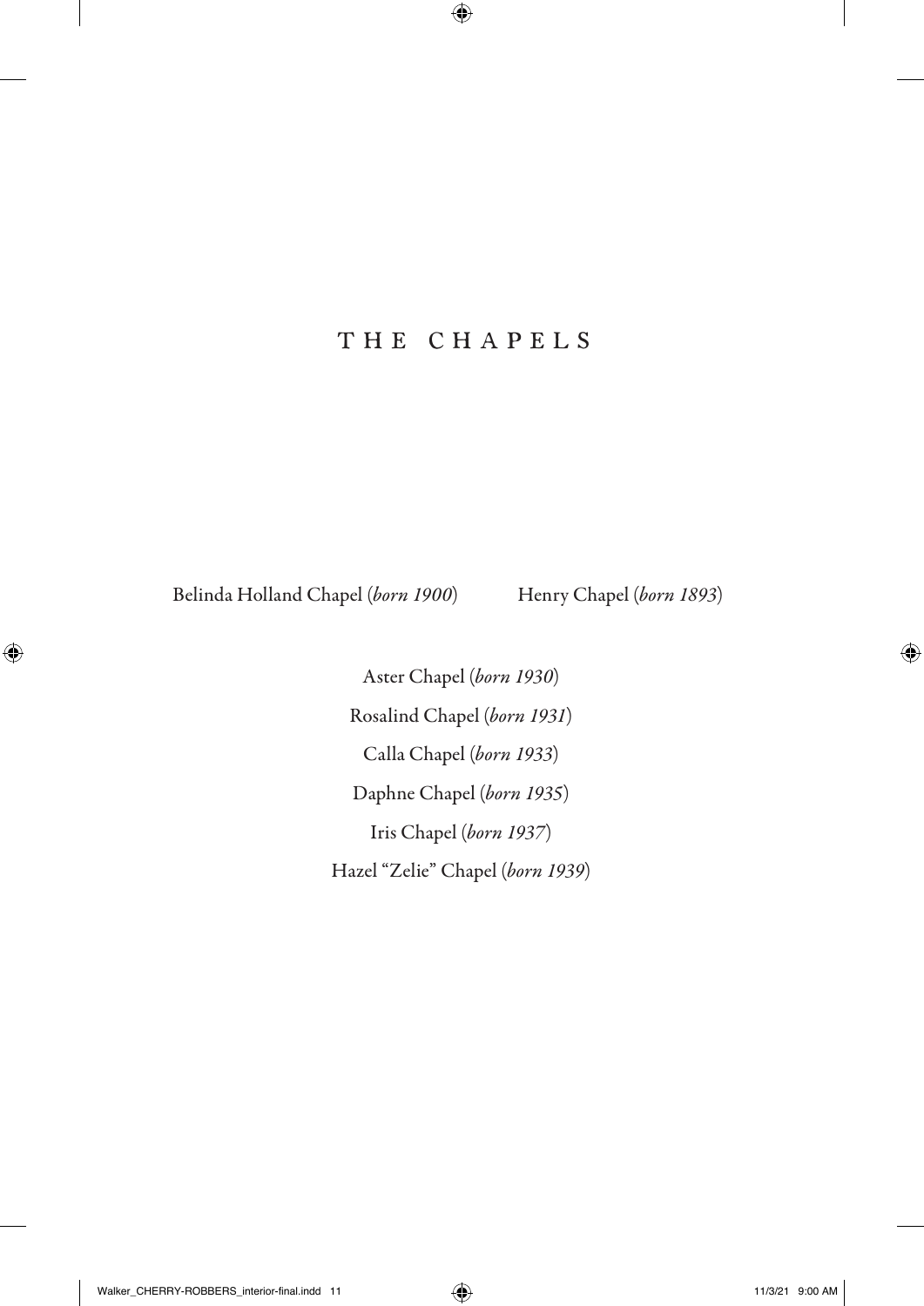# THE CHAPELS

Belinda Holland Chapel (*born 1900*) Henry Chapel (*born 1893*)

Aster Chapel (*born 1930*)

Rosalind Chapel (*born 1931*)

Calla Chapel (*born 1933*)

Daphne Chapel (*born 1935*)

Iris Chapel (*born 1937*)

Hazel "Zelie" Chapel (*born 1939*)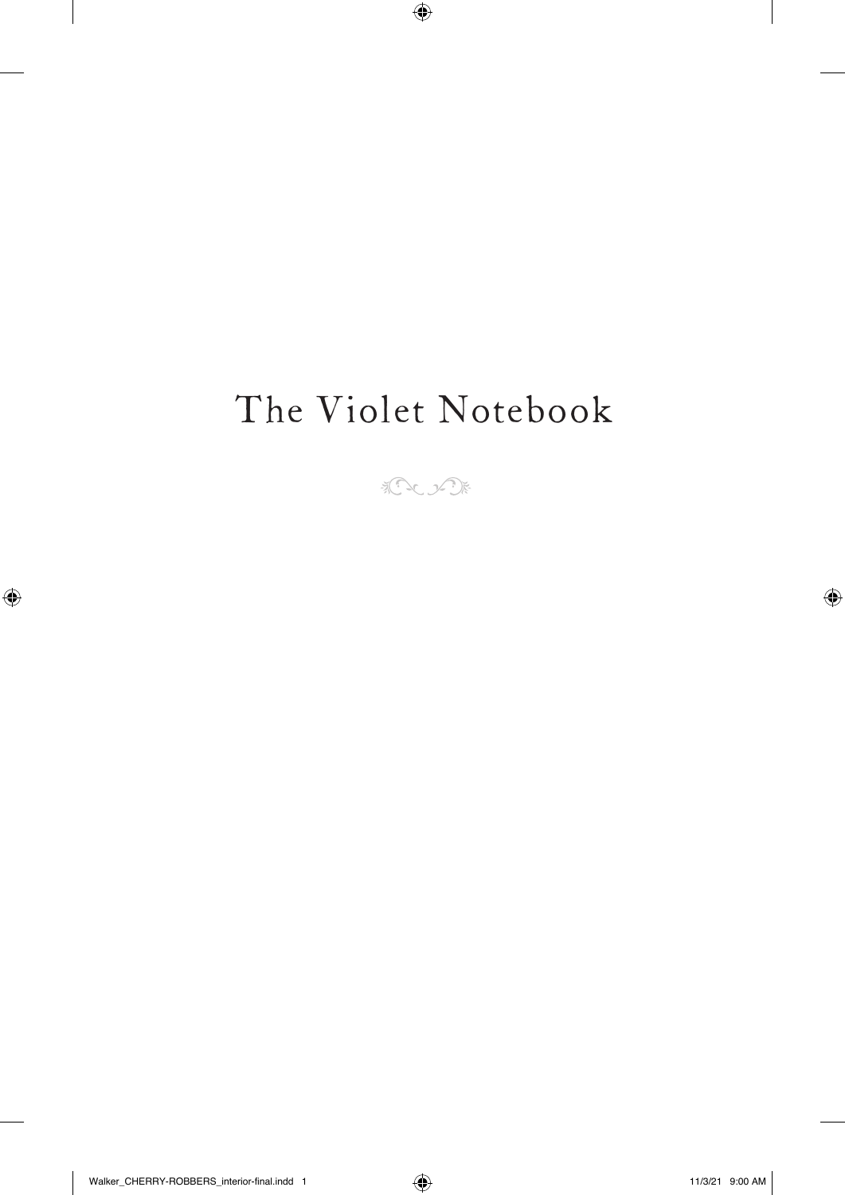# The Violet Notebook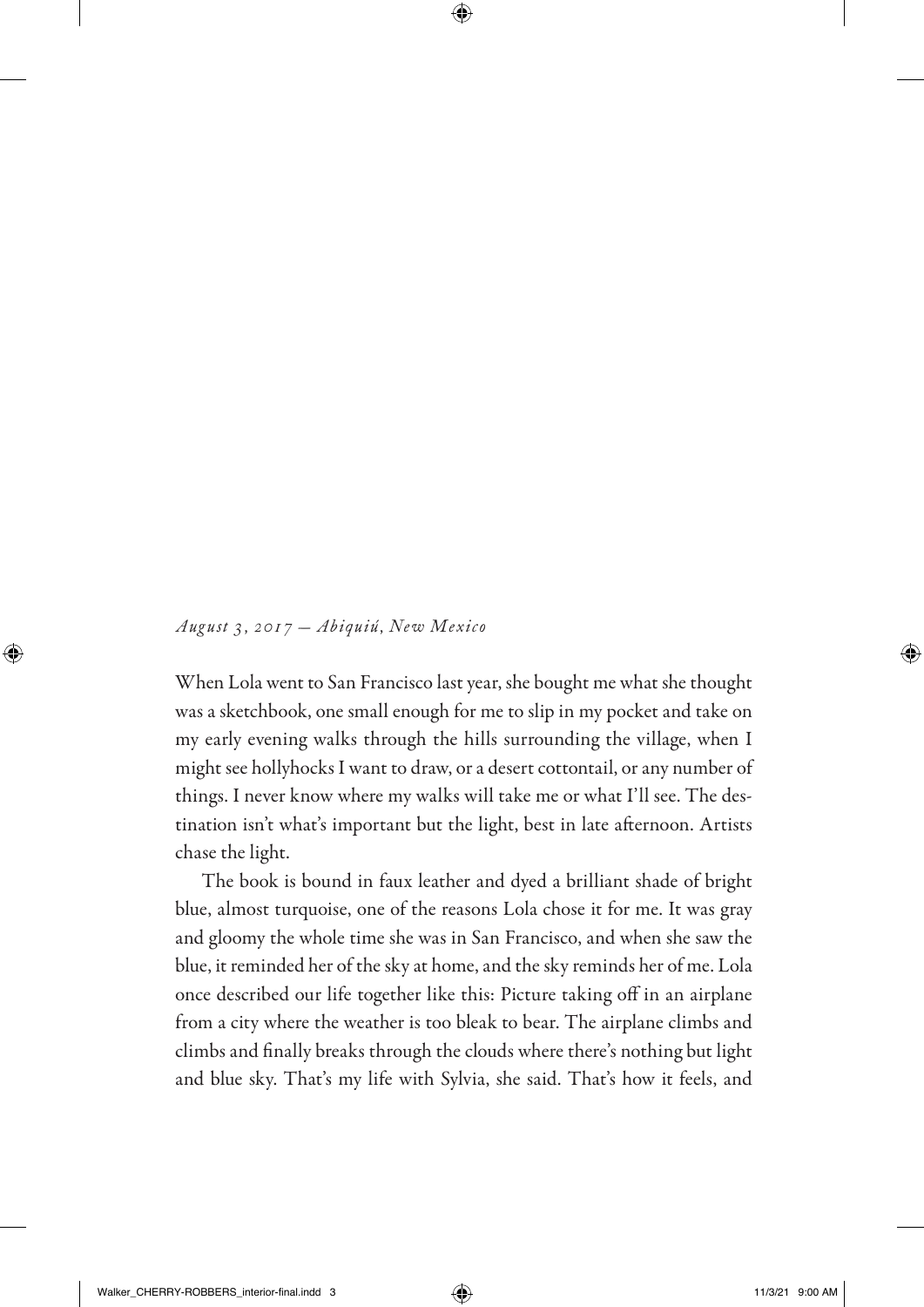*August 3, 2017 — Abiquiú, New Mexico*

When Lola went to San Francisco last year, she bought me what she thought was a sketchbook, one small enough for me to slip in my pocket and take on my early evening walks through the hills surrounding the village, when I might see hollyhocks I want to draw, or a desert cottontail, or any number of things. I never know where my walks will take me or what I'll see. The destination isn't what's important but the light, best in late afternoon. Artists chase the light.

The book is bound in faux leather and dyed a brilliant shade of bright blue, almost turquoise, one of the reasons Lola chose it for me. It was gray and gloomy the whole time she was in San Francisco, and when she saw the blue, it reminded her of the sky at home, and the sky reminds her of me. Lola once described our life together like this: Picture taking off in an airplane from a city where the weather is too bleak to bear. The airplane climbs and climbs and finally breaks through the clouds where there's nothing but light and blue sky. That's my life with Sylvia, she said. That's how it feels, and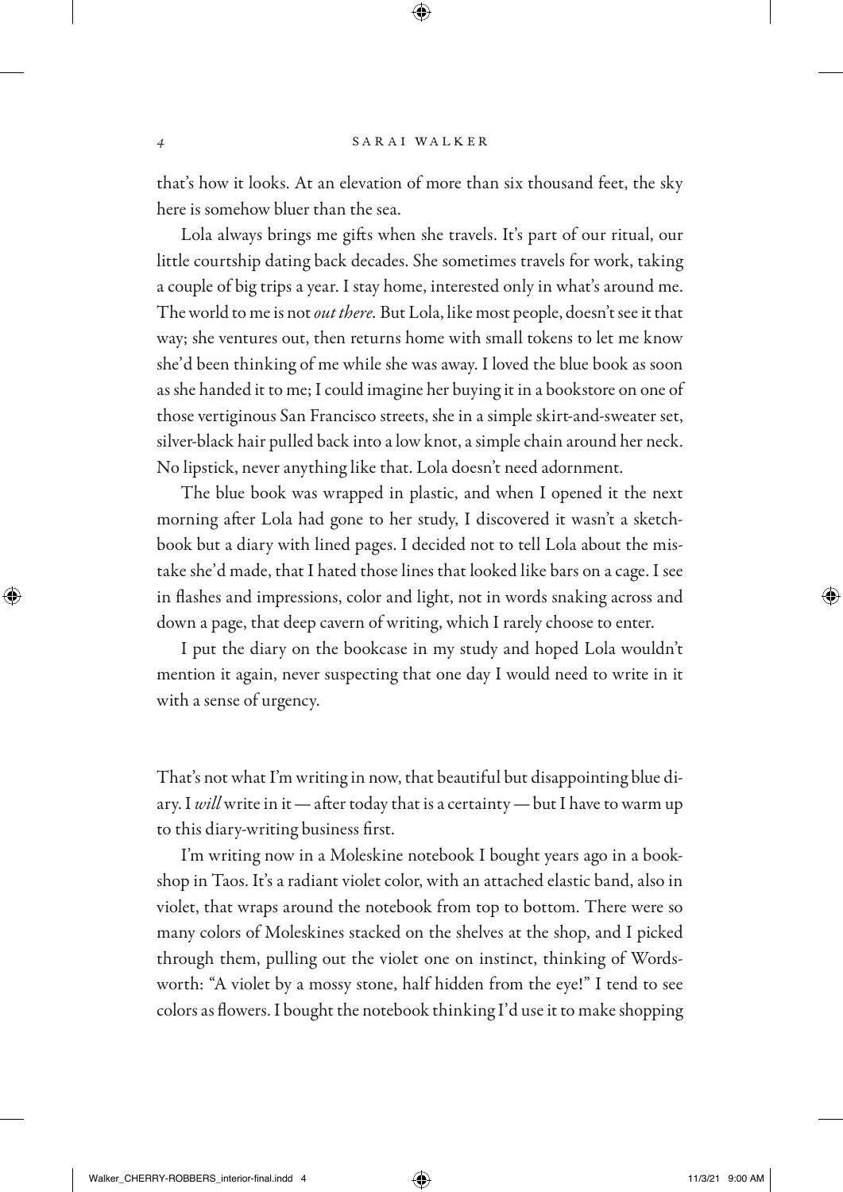that's how it looks. At an elevation of more than six thousand feet, the sky here is somehow bluer than the sea.

Lola always brings me gifts when she travels. It's part of our ritual, our little courtship dating back decades. She sometimes travels for work, taking a couple of big trips a year. I stay home, interested only in what's around me. The world to me is not *out there.* But Lola, like most people, doesn't see it that way; she ventures out, then returns home with small tokens to let me know she'd been thinking of me while she was away. I loved the blue book as soon as she handed it to me; I could imagine her buying it in a bookstore on one of those vertiginous San Francisco streets, she in a simple skirt-and-sweater set, silver-black hair pulled back into a low knot, a simple chain around her neck. No lipstick, never anything like that. Lola doesn't need adornment.

The blue book was wrapped in plastic, and when I opened it the next morning after Lola had gone to her study, I discovered it wasn't a sketchbook but a diary with lined pages. I decided not to tell Lola about the mistake she'd made, that I hated those lines that looked like bars on a cage. I see in flashes and impressions, color and light, not in words snaking across and down a page, that deep cavern of writing, which I rarely choose to enter.

I put the diary on the bookcase in my study and hoped Lola wouldn't mention it again, never suspecting that one day I would need to write in it with a sense of urgency.

That's not what I'm writing in now, that beautiful but disappointing blue diary. I *will* write in it — after today that is a certainty — but I have to warm up to this diary-writing business first.

I'm writing now in a Moleskine notebook I bought years ago in a bookshop in Taos. It's a radiant violet color, with an attached elastic band, also in violet, that wraps around the notebook from top to bottom. There were so many colors of Moleskines stacked on the shelves at the shop, and I picked through them, pulling out the violet one on instinct, thinking of Wordsworth: "A violet by a mossy stone, half hidden from the eye!" I tend to see colors as flowers. I bought the notebook thinking I'd use it to make shopping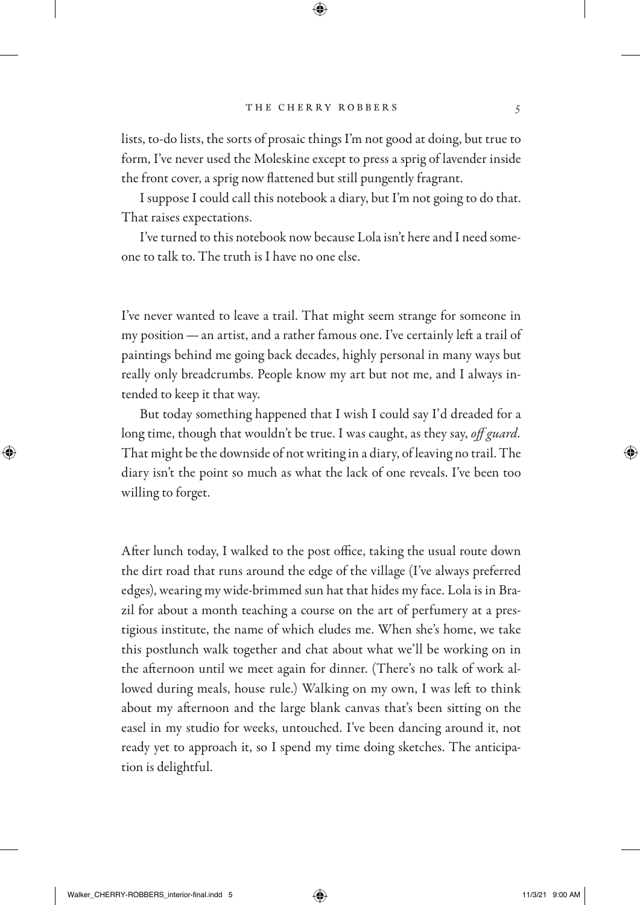lists, to-do lists, the sorts of prosaic things I'm not good at doing, but true to form, I've never used the Moleskine except to press a sprig of lavender inside the front cover, a sprig now flattened but still pungently fragrant.

I suppose I could call this notebook a diary, but I'm not going to do that. That raises expectations.

I've turned to this notebook now because Lola isn't here and I need someone to talk to. The truth is I have no one else.

I've never wanted to leave a trail. That might seem strange for someone in my position — an artist, and a rather famous one. I've certainly left a trail of paintings behind me going back decades, highly personal in many ways but really only breadcrumbs. People know my art but not me, and I always intended to keep it that way.

But today something happened that I wish I could say I'd dreaded for a long time, though that wouldn't be true. I was caught, as they say, *off guard*. That might be the downside of not writing in a diary, of leaving no trail. The diary isn't the point so much as what the lack of one reveals. I've been too willing to forget.

After lunch today, I walked to the post office, taking the usual route down the dirt road that runs around the edge of the village (I've always preferred edges), wearing my wide-brimmed sun hat that hides my face. Lola is in Brazil for about a month teaching a course on the art of perfumery at a prestigious institute, the name of which eludes me. When she's home, we take this postlunch walk together and chat about what we'll be working on in the afternoon until we meet again for dinner. (There's no talk of work allowed during meals, house rule.) Walking on my own, I was left to think about my afternoon and the large blank canvas that's been sitting on the easel in my studio for weeks, untouched. I've been dancing around it, not ready yet to approach it, so I spend my time doing sketches. The anticipation is delightful.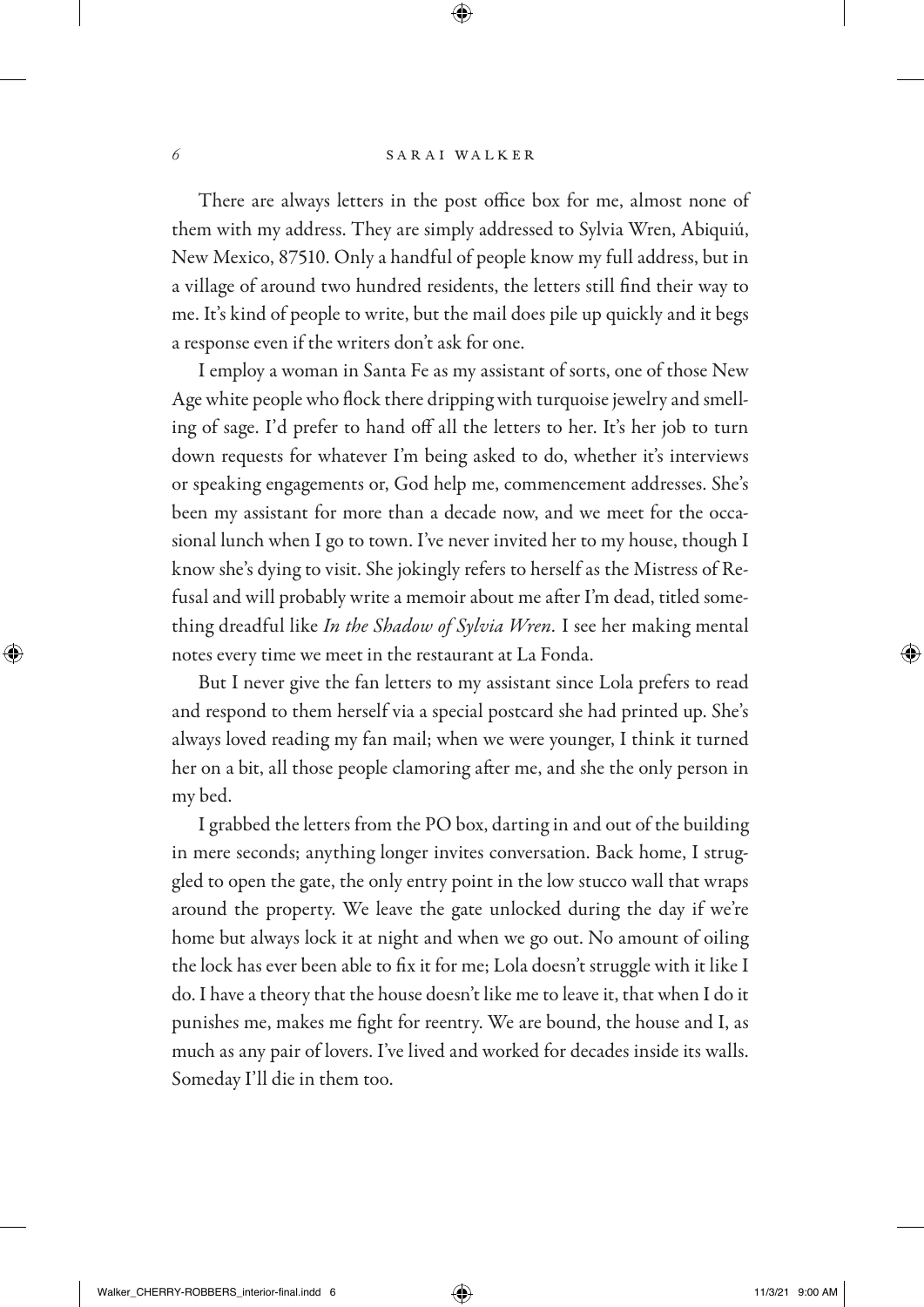There are always letters in the post office box for me, almost none of them with my address. They are simply addressed to Sylvia Wren, Abiquiú, New Mexico, 87510. Only a handful of people know my full address, but in a village of around two hundred residents, the letters still find their way to me. It's kind of people to write, but the mail does pile up quickly and it begs a response even if the writers don't ask for one.

I employ a woman in Santa Fe as my assistant of sorts, one of those New Age white people who flock there dripping with turquoise jewelry and smelling of sage. I'd prefer to hand off all the letters to her. It's her job to turn down requests for whatever I'm being asked to do, whether it's interviews or speaking engagements or, God help me, commencement addresses. She's been my assistant for more than a decade now, and we meet for the occasional lunch when I go to town. I've never invited her to my house, though I know she's dying to visit. She jokingly refers to herself as the Mistress of Refusal and will probably write a memoir about me after I'm dead, titled something dreadful like *In the Shadow of Sylvia Wren*. I see her making mental notes every time we meet in the restaurant at La Fonda.

But I never give the fan letters to my assistant since Lola prefers to read and respond to them herself via a special postcard she had printed up. She's always loved reading my fan mail; when we were younger, I think it turned her on a bit, all those people clamoring after me, and she the only person in my bed.

I grabbed the letters from the PO box, darting in and out of the building in mere seconds; anything longer invites conversation. Back home, I struggled to open the gate, the only entry point in the low stucco wall that wraps around the property. We leave the gate unlocked during the day if we're home but always lock it at night and when we go out. No amount of oiling the lock has ever been able to fix it for me; Lola doesn't struggle with it like I do. I have a theory that the house doesn't like me to leave it, that when I do it punishes me, makes me fight for reentry. We are bound, the house and I, as much as any pair of lovers. I've lived and worked for decades inside its walls. Someday I'll die in them too.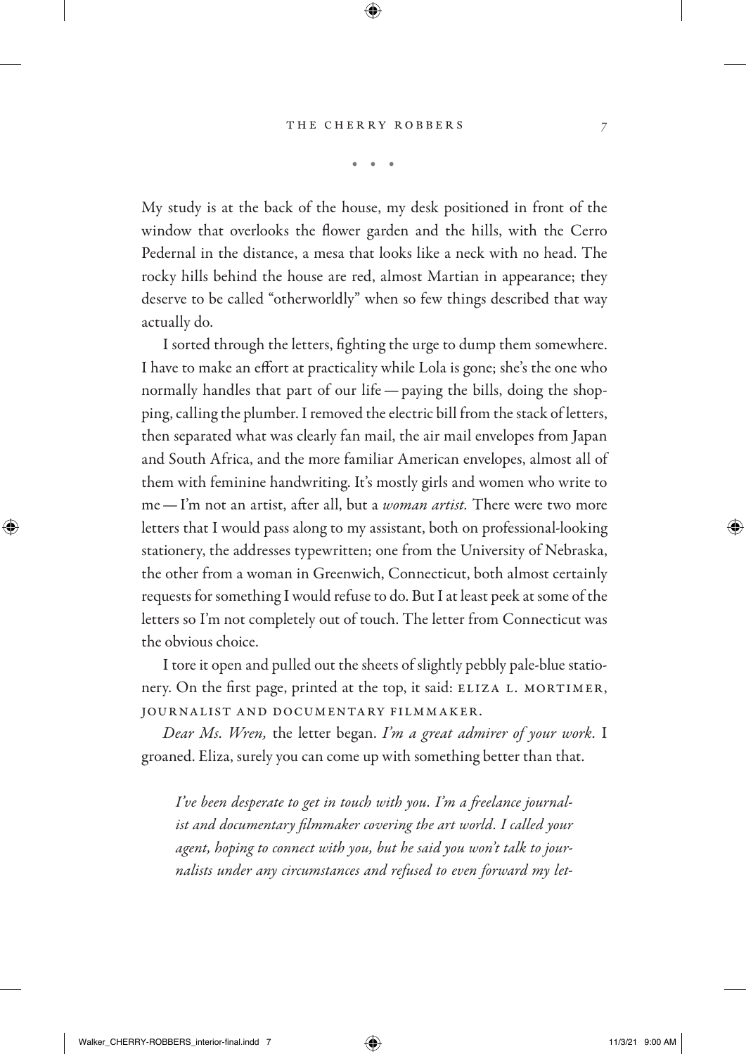• • •

My study is at the back of the house, my desk positioned in front of the window that overlooks the flower garden and the hills, with the Cerro Pedernal in the distance, a mesa that looks like a neck with no head. The rocky hills behind the house are red, almost Martian in appearance; they deserve to be called "otherworldly" when so few things described that way actually do.

I sorted through the letters, fighting the urge to dump them somewhere. I have to make an effort at practicality while Lola is gone; she's the one who normally handles that part of our life — paying the bills, doing the shopping, calling the plumber. I removed the electric bill from the stack of letters, then separated what was clearly fan mail, the air mail envelopes from Japan and South Africa, and the more familiar American envelopes, almost all of them with feminine handwriting. It's mostly girls and women who write to me — I'm not an artist, after all, but a *woman artist.* There were two more letters that I would pass along to my assistant, both on professional-looking stationery, the addresses typewritten; one from the University of Nebraska, the other from a woman in Greenwich, Connecticut, both almost certainly requests for something I would refuse to do. But I at least peek at some of the letters so I'm not completely out of touch. The letter from Connecticut was the obvious choice.

I tore it open and pulled out the sheets of slightly pebbly pale-blue stationery. On the first page, printed at the top, it said: ELIZA L. MORTIMER, JOURNALIST AND DOCUMENTARY FILMMAKER.

*Dear Ms. Wren,* the letter began. *I'm a great admirer of your work.* I groaned. Eliza, surely you can come up with something better than that.

> *I've been desperate to get in touch with you. I'm a freelance journalist and documentary filmmaker covering the art world. I called your agent, hoping to connect with you, but he said you won't talk to journalists under any circumstances and refused to even forward my let-*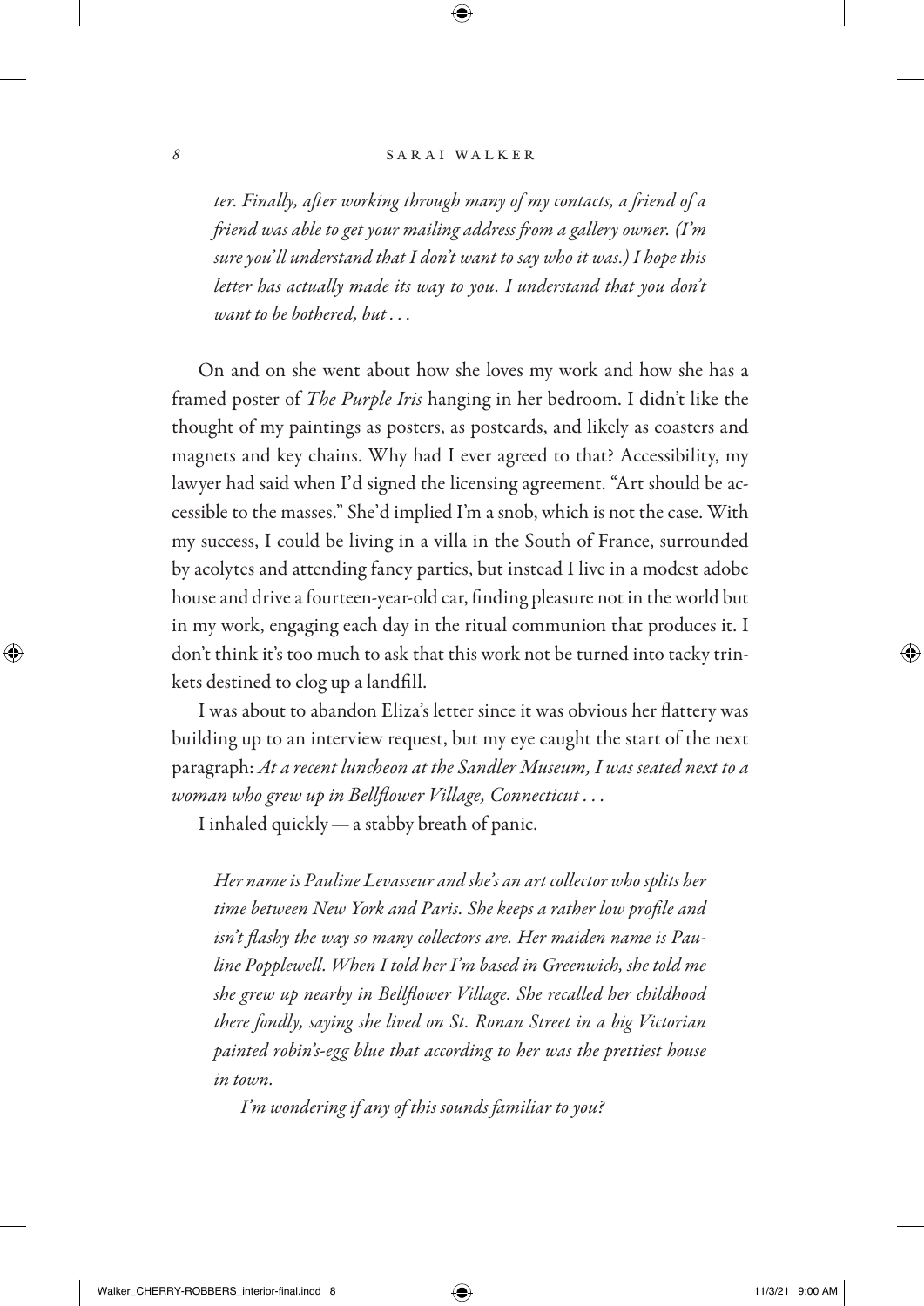*ter. Finally, after working through many of my contacts, a friend of a friend was able to get your mailing address from a gallery owner. (I'm sure you'll understand that I don't want to say who it was.) I hope this letter has actually made its way to you. I understand that you don't want to be bothered, but . . .*

On and on she went about how she loves my work and how she has a framed poster of *The Purple Iris* hanging in her bedroom. I didn't like the thought of my paintings as posters, as postcards, and likely as coasters and magnets and key chains. Why had I ever agreed to that? Accessibility, my lawyer had said when I'd signed the licensing agreement. "Art should be accessible to the masses." She'd implied I'm a snob, which is not the case. With my success, I could be living in a villa in the South of France, surrounded by acolytes and attending fancy parties, but instead I live in a modest adobe house and drive a fourteen-year-old car, finding pleasure not in the world but in my work, engaging each day in the ritual communion that produces it. I don't think it's too much to ask that this work not be turned into tacky trinkets destined to clog up a landfill.

I was about to abandon Eliza's letter since it was obvious her flattery was building up to an interview request, but my eye caught the start of the next paragraph: *At a recent luncheon at the Sandler Museum, I was seated next to a woman who grew up in Bellflower Village, Connecticut . . .*

I inhaled quickly — a stabby breath of panic.

*Her name is Pauline Levasseur and she's an art collector who splits her time between New York and Paris. She keeps a rather low profile and isn't flashy the way so many collectors are. Her maiden name is Pauline Popplewell. When I told her I'm based in Greenwich, she told me she grew up nearby in Bellflower Village. She recalled her childhood there fondly, saying she lived on St. Ronan Street in a big Victorian painted robin's-egg blue that according to her was the prettiest house in town.*

*I'm wondering if any of this sounds familiar to you?*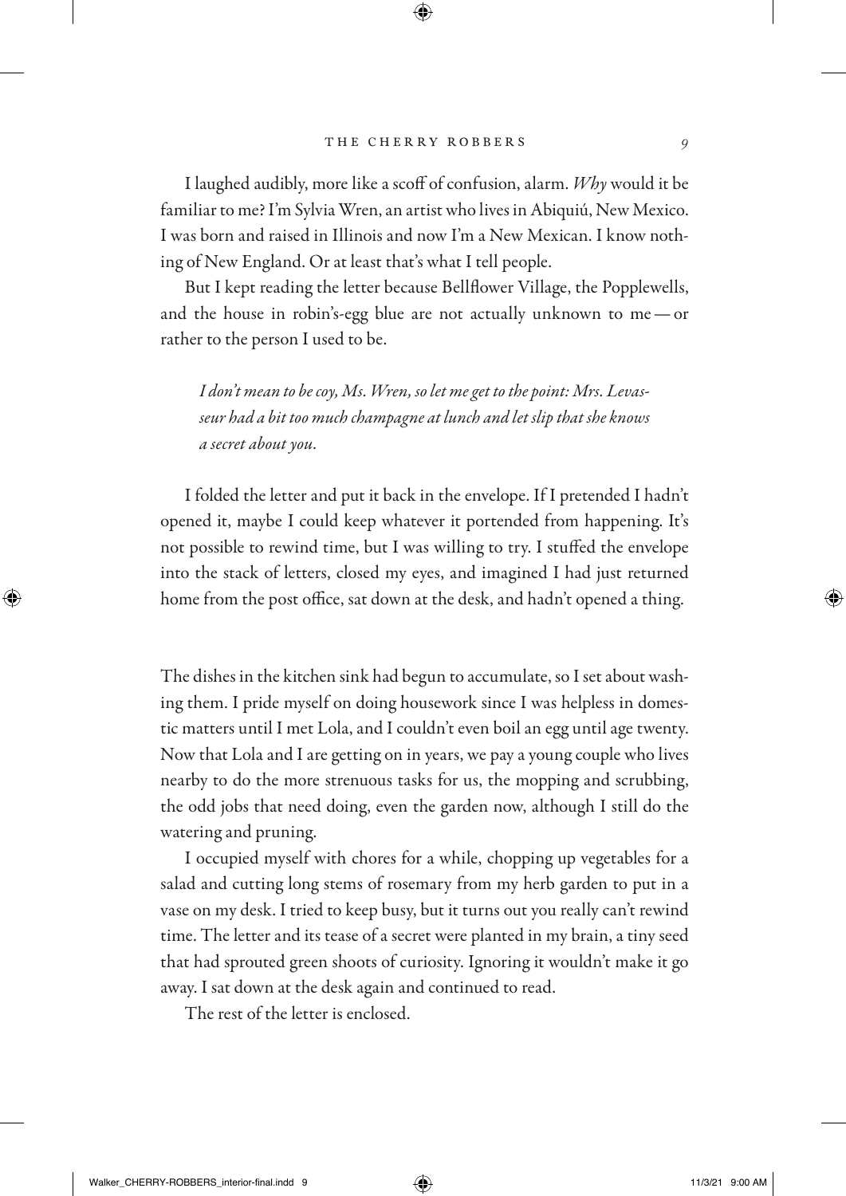I laughed audibly, more like a scoff of confusion, alarm. *Why* would it be familiar to me? I'm Sylvia Wren, an artist who lives in Abiquiú, New Mexico. I was born and raised in Illinois and now I'm a New Mexican. I know nothing of New England. Or at least that's what I tell people.

But I kept reading the letter because Bellflower Village, the Popplewells, and the house in robin's-egg blue are not actually unknown to me — or rather to the person I used to be.

> *I don't mean to be coy, Ms. Wren, so let me get to the point: Mrs. Levasseur had a bit too much champagne at lunch and let slip that she knows a secret about you.*

I folded the letter and put it back in the envelope. If I pretended I hadn't opened it, maybe I could keep whatever it portended from happening. It's not possible to rewind time, but I was willing to try. I stuffed the envelope into the stack of letters, closed my eyes, and imagined I had just returned home from the post office, sat down at the desk, and hadn't opened a thing.

The dishes in the kitchen sink had begun to accumulate, so I set about washing them. I pride myself on doing housework since I was helpless in domestic matters until I met Lola, and I couldn't even boil an egg until age twenty. Now that Lola and I are getting on in years, we pay a young couple who lives nearby to do the more strenuous tasks for us, the mopping and scrubbing, the odd jobs that need doing, even the garden now, although I still do the watering and pruning.

I occupied myself with chores for a while, chopping up vegetables for a salad and cutting long stems of rosemary from my herb garden to put in a vase on my desk. I tried to keep busy, but it turns out you really can't rewind time. The letter and its tease of a secret were planted in my brain, a tiny seed that had sprouted green shoots of curiosity. Ignoring it wouldn't make it go away. I sat down at the desk again and continued to read.

The rest of the letter is enclosed.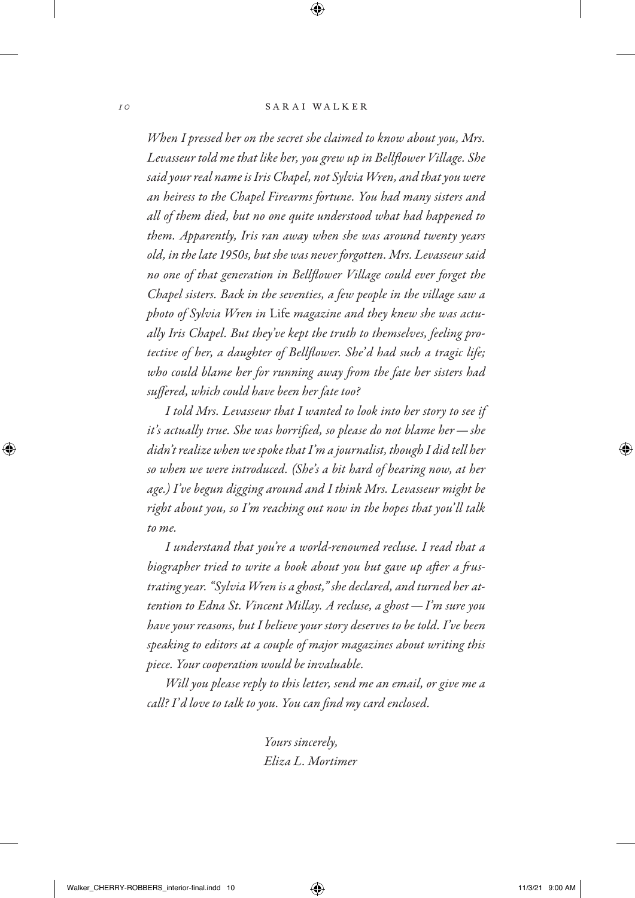*When I pressed her on the secret she claimed to know about you, Mrs. Levasseur told me that like her, you grew up in Bellflower Village. She said your real name is Iris Chapel, not Sylvia Wren, and that you were an heiress to the Chapel Firearms fortune. You had many sisters and all of them died, but no one quite understood what had happened to them. Apparently, Iris ran away when she was around twenty years old, in the late 1950s, but she was never forgotten. Mrs. Levasseur said no one of that generation in Bellflower Village could ever forget the Chapel sisters. Back in the seventies, a few people in the village saw a photo of Sylvia Wren in* Life *magazine and they knew she was actually Iris Chapel. But they've kept the truth to themselves, feeling protective of her, a daughter of Bellflower. She'd had such a tragic life; who could blame her for running away from the fate her sisters had suffered, which could have been her fate too?*

*I told Mrs. Levasseur that I wanted to look into her story to see if it's actually true. She was horrified, so please do not blame her — she didn't realize when we spoke that I'm a journalist, though I did tell her so when we were introduced. (She's a bit hard of hearing now, at her age.) I've begun digging around and I think Mrs. Levasseur might be right about you, so I'm reaching out now in the hopes that you'll talk to me.*

*I understand that you're a world-renowned recluse. I read that a biographer tried to write a book about you but gave up after a frustrating year. "Sylvia Wren is a ghost," she declared, and turned her attention to Edna St. Vincent Millay. A recluse, a ghost — I'm sure you have your reasons, but I believe your story deserves to be told. I've been speaking to editors at a couple of major magazines about writing this piece. Your cooperation would be invaluable.*

*Will you please reply to this letter, send me an email, or give me a call? I'd love to talk to you. You can find my card enclosed.*

*Yours sincerely,*
*Eliza L. Mortimer*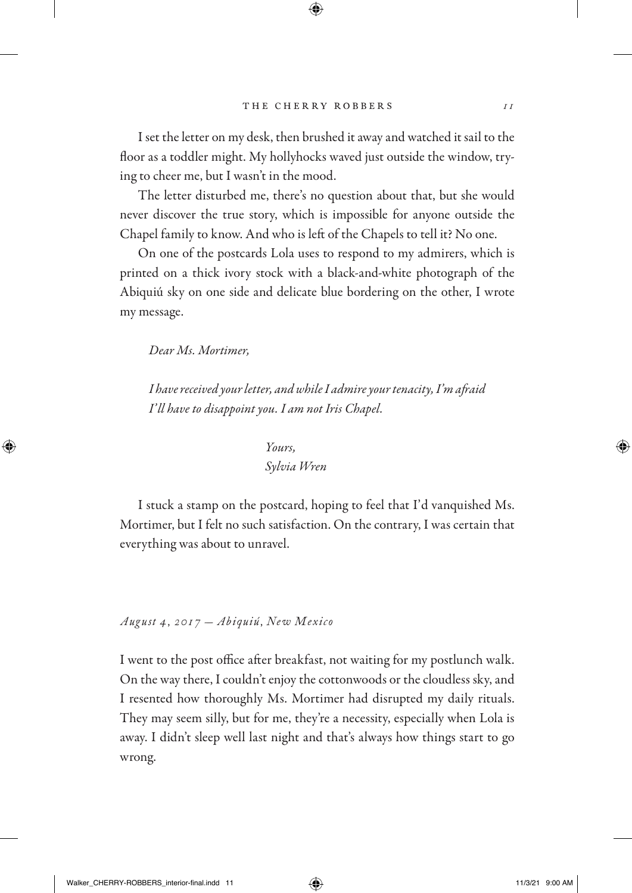I set the letter on my desk, then brushed it away and watched it sail to the floor as a toddler might. My hollyhocks waved just outside the window, trying to cheer me, but I wasn't in the mood.

The letter disturbed me, there's no question about that, but she would never discover the true story, which is impossible for anyone outside the Chapel family to know. And who is left of the Chapels to tell it? No one.

On one of the postcards Lola uses to respond to my admirers, which is printed on a thick ivory stock with a black-and-white photograph of the Abiquiú sky on one side and delicate blue bordering on the other, I wrote my message.

*Dear Ms. Mortimer,*

*I have received your letter, and while I admire your tenacity, I'm afraid I'll have to disappoint you. I am not Iris Chapel.*

*Yours,*
*Sylvia Wren*

I stuck a stamp on the postcard, hoping to feel that I'd vanquished Ms. Mortimer, but I felt no such satisfaction. On the contrary, I was certain that everything was about to unravel.

*August 4, 2017 — Abiquiú, New Mexico*

I went to the post office after breakfast, not waiting for my postlunch walk. On the way there, I couldn't enjoy the cottonwoods or the cloudless sky, and I resented how thoroughly Ms. Mortimer had disrupted my daily rituals. They may seem silly, but for me, they're a necessity, especially when Lola is away. I didn't sleep well last night and that's always how things start to go wrong.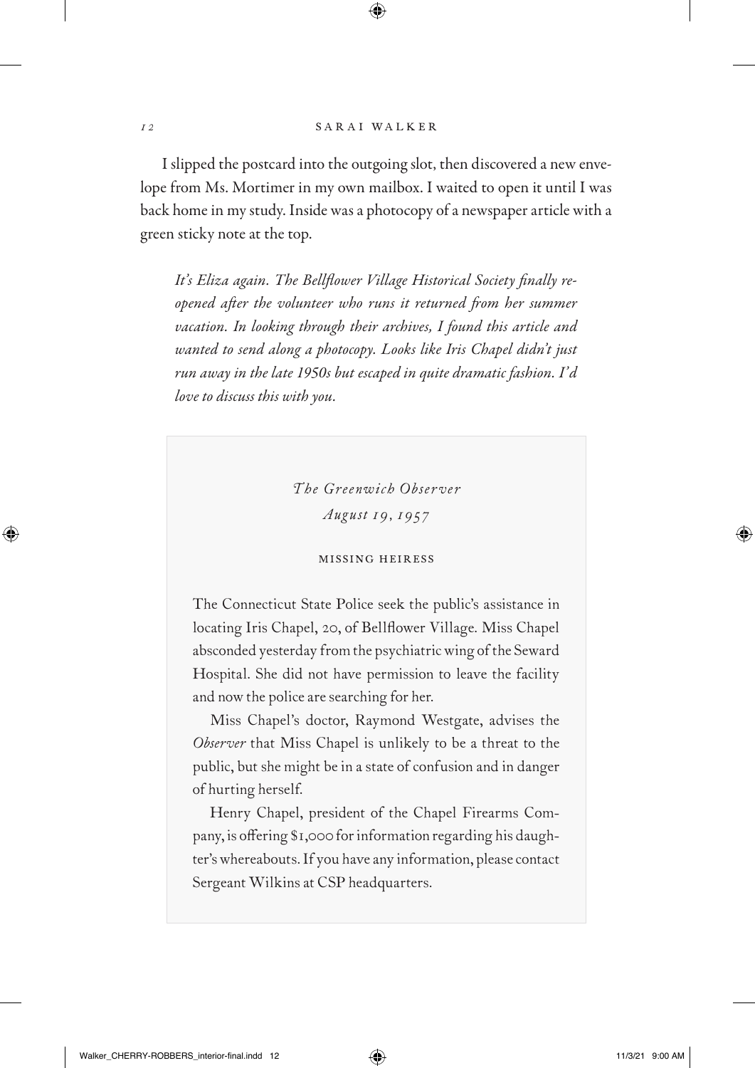I slipped the postcard into the outgoing slot, then discovered a new envelope from Ms. Mortimer in my own mailbox. I waited to open it until I was back home in my study. Inside was a photocopy of a newspaper article with a green sticky note at the top.

> *It's Eliza again. The Bellflower Village Historical Society finally reopened after the volunteer who runs it returned from her summer vacation. In looking through their archives, I found this article and wanted to send along a photocopy. Looks like Iris Chapel didn't just run away in the late 1950s but escaped in quite dramatic fashion. I'd love to discuss this with you.*

> *The Greenwich Observer*
> *August 19, 1957*
>
> MISSING HEIRESS
>
> The Connecticut State Police seek the public's assistance in locating Iris Chapel, 20, of Bellflower Village. Miss Chapel absconded yesterday from the psychiatric wing of the Seward Hospital. She did not have permission to leave the facility and now the police are searching for her.
>
> Miss Chapel's doctor, Raymond Westgate, advises the *Observer* that Miss Chapel is unlikely to be a threat to the public, but she might be in a state of confusion and in danger of hurting herself.
>
> Henry Chapel, president of the Chapel Firearms Company, is offering $1,000 for information regarding his daughter's whereabouts. If you have any information, please contact Sergeant Wilkins at CSP headquarters.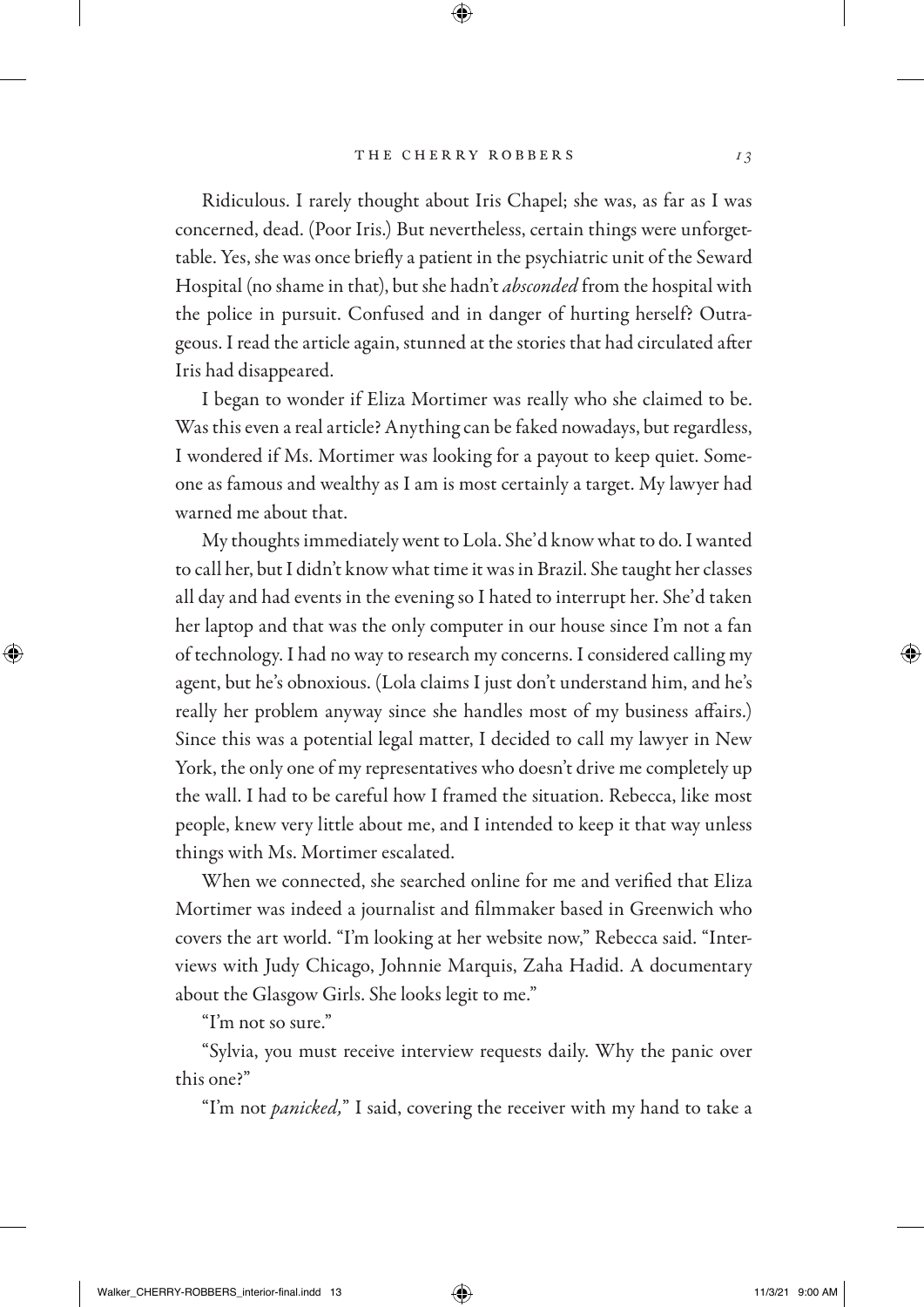Ridiculous. I rarely thought about Iris Chapel; she was, as far as I was concerned, dead. (Poor Iris.) But nevertheless, certain things were unforgettable. Yes, she was once briefly a patient in the psychiatric unit of the Seward Hospital (no shame in that), but she hadn't *absconded* from the hospital with the police in pursuit. Confused and in danger of hurting herself? Outrageous. I read the article again, stunned at the stories that had circulated after Iris had disappeared.

I began to wonder if Eliza Mortimer was really who she claimed to be. Was this even a real article? Anything can be faked nowadays, but regardless, I wondered if Ms. Mortimer was looking for a payout to keep quiet. Someone as famous and wealthy as I am is most certainly a target. My lawyer had warned me about that.

My thoughts immediately went to Lola. She'd know what to do. I wanted to call her, but I didn't know what time it was in Brazil. She taught her classes all day and had events in the evening so I hated to interrupt her. She'd taken her laptop and that was the only computer in our house since I'm not a fan of technology. I had no way to research my concerns. I considered calling my agent, but he's obnoxious. (Lola claims I just don't understand him, and he's really her problem anyway since she handles most of my business affairs.) Since this was a potential legal matter, I decided to call my lawyer in New York, the only one of my representatives who doesn't drive me completely up the wall. I had to be careful how I framed the situation. Rebecca, like most people, knew very little about me, and I intended to keep it that way unless things with Ms. Mortimer escalated.

When we connected, she searched online for me and verified that Eliza Mortimer was indeed a journalist and filmmaker based in Greenwich who covers the art world. "I'm looking at her website now," Rebecca said. "Interviews with Judy Chicago, Johnnie Marquis, Zaha Hadid. A documentary about the Glasgow Girls. She looks legit to me."

"I'm not so sure."

"Sylvia, you must receive interview requests daily. Why the panic over this one?"

"I'm not *panicked,*" I said, covering the receiver with my hand to take a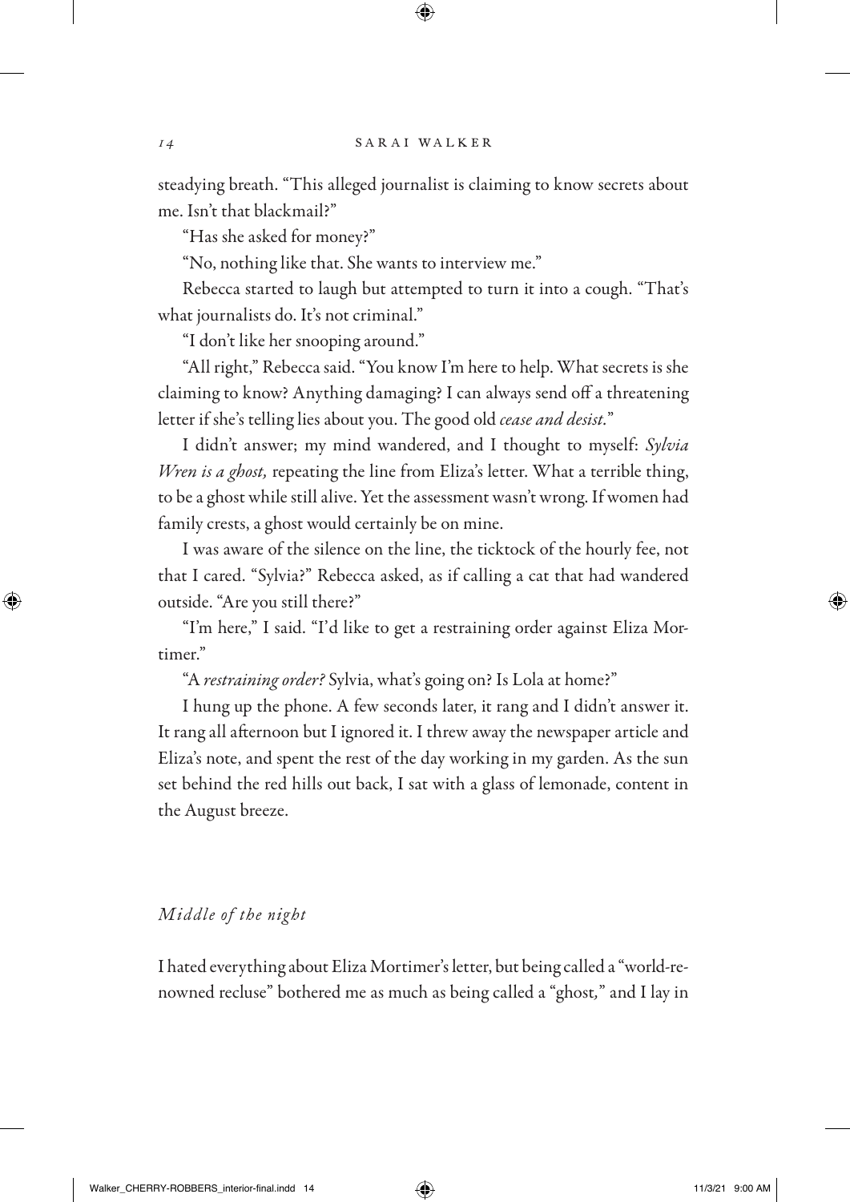steadying breath. "This alleged journalist is claiming to know secrets about me. Isn't that blackmail?"

"Has she asked for money?"

"No, nothing like that. She wants to interview me."

Rebecca started to laugh but attempted to turn it into a cough. "That's what journalists do. It's not criminal."

"I don't like her snooping around."

"All right," Rebecca said. "You know I'm here to help. What secrets is she claiming to know? Anything damaging? I can always send off a threatening letter if she's telling lies about you. The good old *cease and desist*."

I didn't answer; my mind wandered, and I thought to myself: *Sylvia Wren is a ghost,* repeating the line from Eliza's letter. What a terrible thing, to be a ghost while still alive. Yet the assessment wasn't wrong. If women had family crests, a ghost would certainly be on mine.

I was aware of the silence on the line, the ticktock of the hourly fee, not that I cared. "Sylvia?" Rebecca asked, as if calling a cat that had wandered outside. "Are you still there?"

"I'm here," I said. "I'd like to get a restraining order against Eliza Mortimer."

"A *restraining order?* Sylvia, what's going on? Is Lola at home?"

I hung up the phone. A few seconds later, it rang and I didn't answer it. It rang all afternoon but I ignored it. I threw away the newspaper article and Eliza's note, and spent the rest of the day working in my garden. As the sun set behind the red hills out back, I sat with a glass of lemonade, content in the August breeze.

*Middle of the night*

I hated everything about Eliza Mortimer's letter, but being called a "world-renowned recluse" bothered me as much as being called a "ghost," and I lay in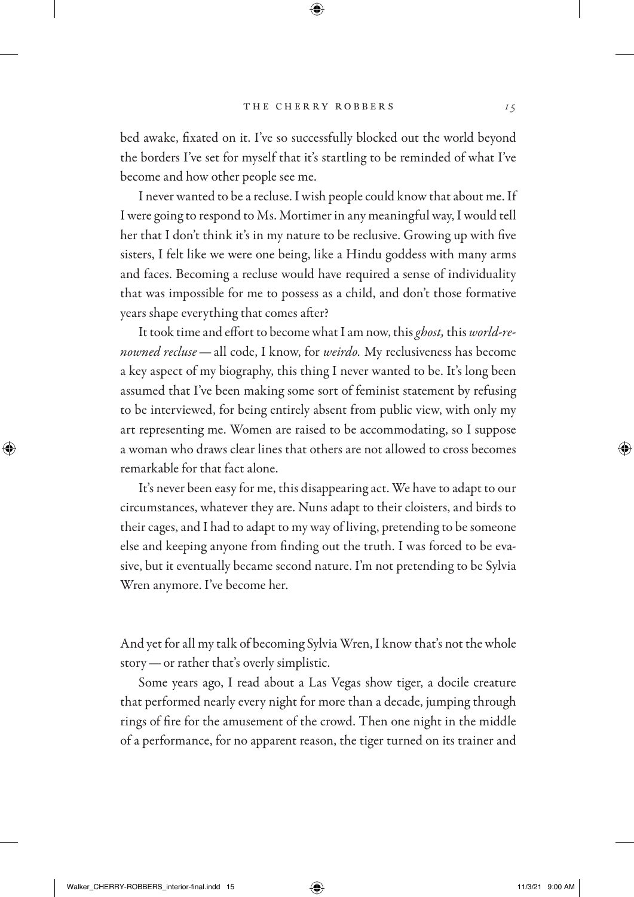bed awake, fixated on it. I've so successfully blocked out the world beyond the borders I've set for myself that it's startling to be reminded of what I've become and how other people see me.

I never wanted to be a recluse. I wish people could know that about me. If I were going to respond to Ms. Mortimer in any meaningful way, I would tell her that I don't think it's in my nature to be reclusive. Growing up with five sisters, I felt like we were one being, like a Hindu goddess with many arms and faces. Becoming a recluse would have required a sense of individuality that was impossible for me to possess as a child, and don't those formative years shape everything that comes after?

It took time and effort to become what I am now, this *ghost,* this *world-renowned recluse* — all code, I know, for *weirdo.* My reclusiveness has become a key aspect of my biography, this thing I never wanted to be. It's long been assumed that I've been making some sort of feminist statement by refusing to be interviewed, for being entirely absent from public view, with only my art representing me. Women are raised to be accommodating, so I suppose a woman who draws clear lines that others are not allowed to cross becomes remarkable for that fact alone.

It's never been easy for me, this disappearing act. We have to adapt to our circumstances, whatever they are. Nuns adapt to their cloisters, and birds to their cages, and I had to adapt to my way of living, pretending to be someone else and keeping anyone from finding out the truth. I was forced to be evasive, but it eventually became second nature. I'm not pretending to be Sylvia Wren anymore. I've become her.

And yet for all my talk of becoming Sylvia Wren, I know that's not the whole story — or rather that's overly simplistic.

Some years ago, I read about a Las Vegas show tiger, a docile creature that performed nearly every night for more than a decade, jumping through rings of fire for the amusement of the crowd. Then one night in the middle of a performance, for no apparent reason, the tiger turned on its trainer and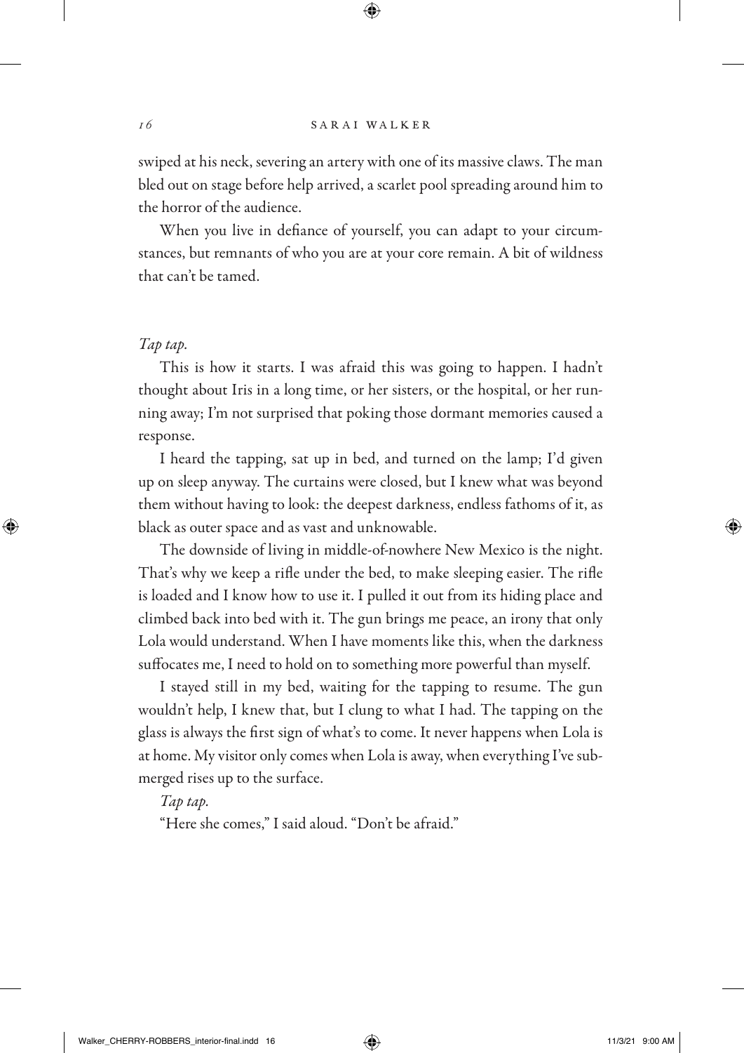swiped at his neck, severing an artery with one of its massive claws. The man bled out on stage before help arrived, a scarlet pool spreading around him to the horror of the audience.

When you live in defiance of yourself, you can adapt to your circumstances, but remnants of who you are at your core remain. A bit of wildness that can't be tamed.

*Tap tap.*

This is how it starts. I was afraid this was going to happen. I hadn't thought about Iris in a long time, or her sisters, or the hospital, or her running away; I'm not surprised that poking those dormant memories caused a response.

I heard the tapping, sat up in bed, and turned on the lamp; I'd given up on sleep anyway. The curtains were closed, but I knew what was beyond them without having to look: the deepest darkness, endless fathoms of it, as black as outer space and as vast and unknowable.

The downside of living in middle-of-nowhere New Mexico is the night. That's why we keep a rifle under the bed, to make sleeping easier. The rifle is loaded and I know how to use it. I pulled it out from its hiding place and climbed back into bed with it. The gun brings me peace, an irony that only Lola would understand. When I have moments like this, when the darkness suffocates me, I need to hold on to something more powerful than myself.

I stayed still in my bed, waiting for the tapping to resume. The gun wouldn't help, I knew that, but I clung to what I had. The tapping on the glass is always the first sign of what's to come. It never happens when Lola is at home. My visitor only comes when Lola is away, when everything I've submerged rises up to the surface.

*Tap tap.*

"Here she comes," I said aloud. "Don't be afraid."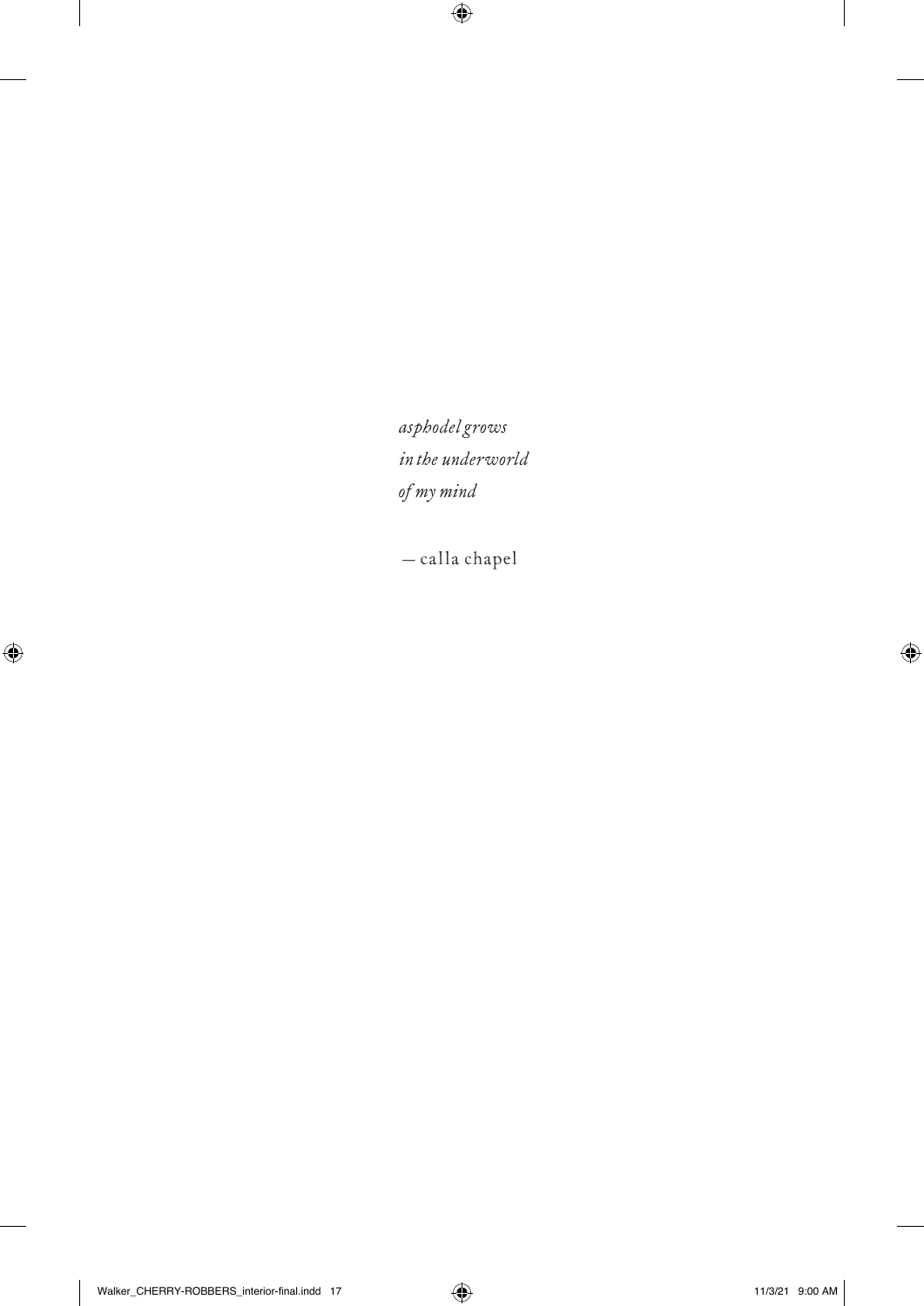*asphodel grows*
*in the underworld*
*of my mind*

— calla chapel